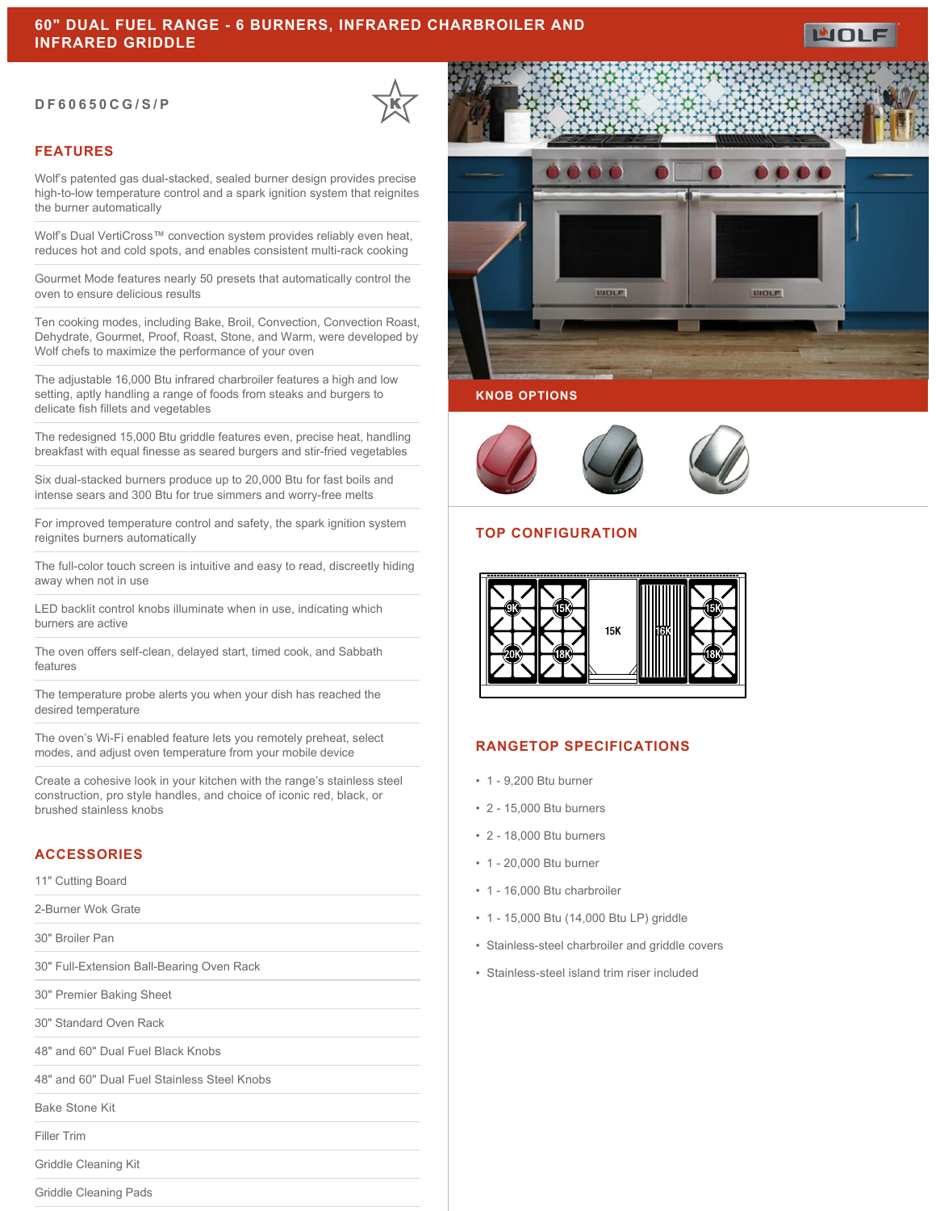# 60" DUAL FUEL RANGE - 6 BURNERS, INFRARED CHARBROILER AND INFRARED GRIDDLE

DF60650CG/S/P

## FEATURES

Wolf's patented gas dual-stacked, sealed burner design provides precise high-to-low temperature control and a spark ignition system that reignites the burner automatically

Wolf's Dual VertiCross™ convection system provides reliably even heat, reduces hot and cold spots, and enables consistent multi-rack cooking

Gourmet Mode features nearly 50 presets that automatically control the oven to ensure delicious results

Ten cooking modes, including Bake, Broil, Convection, Convection Roast, Dehydrate, Gourmet, Proof, Roast, Stone, and Warm, were developed by Wolf chefs to maximize the performance of your oven

The adjustable 16,000 Btu infrared charbroiler features a high and low setting, aptly handling a range of foods from steaks and burgers to delicate fish fillets and vegetables

The redesigned 15,000 Btu griddle features even, precise heat, handling breakfast with equal finesse as seared burgers and stir-fried vegetables

Six dual-stacked burners produce up to 20,000 Btu for fast boils and intense sears and 300 Btu for true simmers and worry-free melts

For improved temperature control and safety, the spark ignition system reignites burners automatically

The full-color touch screen is intuitive and easy to read, discreetly hiding away when not in use

LED backlit control knobs illuminate when in use, indicating which burners are active

The oven offers self-clean, delayed start, timed cook, and Sabbath features

The temperature probe alerts you when your dish has reached the desired temperature

The oven's Wi-Fi enabled feature lets you remotely preheat, select modes, and adjust oven temperature from your mobile device

Create a cohesive look in your kitchen with the range's stainless steel construction, pro style handles, and choice of iconic red, black, or brushed stainless knobs

## ACCESSORIES

11" Cutting Board

2-Burner Wok Grate

30" Broiler Pan

30" Full-Extension Ball-Bearing Oven Rack

30" Premier Baking Sheet

30" Standard Oven Rack

48" and 60" Dual Fuel Black Knobs

48" and 60" Dual Fuel Stainless Steel Knobs

Bake Stone Kit

Filler Trim

Griddle Cleaning Kit

Griddle Cleaning Pads

## KNOB OPTIONS

## TOP CONFIGURATION

9K, 15K, 20K, 18K, 15K, 16K, 15K, 18K

## RANGETOP SPECIFICATIONS

- 1 - 9,200 Btu burner
- 2 - 15,000 Btu burners
- 2 - 18,000 Btu burners
- 1 - 20,000 Btu burner
- 1 - 16,000 Btu charbroiler
- 1 - 15,000 Btu (14,000 Btu LP) griddle
- Stainless-steel charbroiler and griddle covers
- Stainless-steel island trim riser included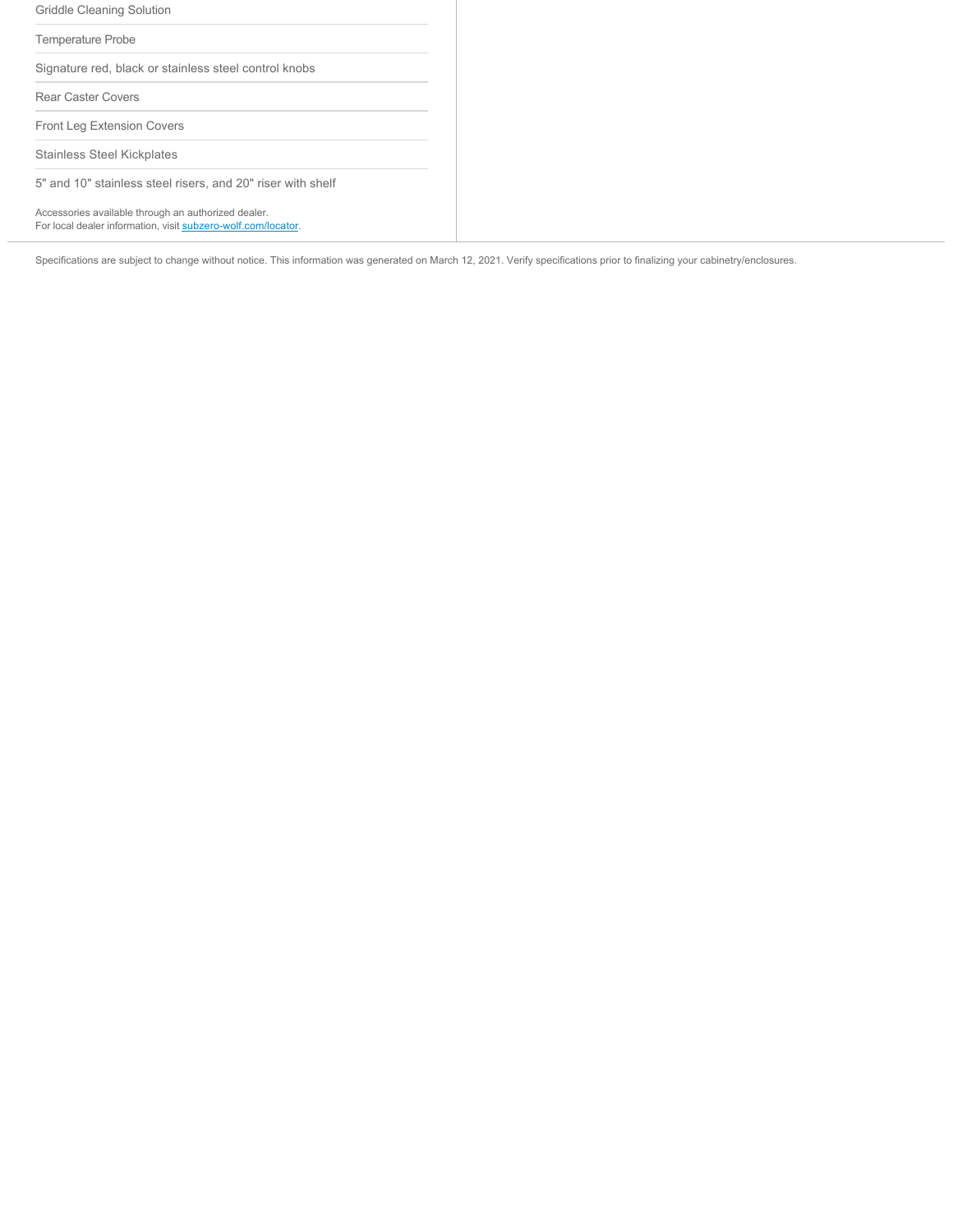Griddle Cleaning Solution

Temperature Probe

Signature red, black or stainless steel control knobs

Rear Caster Covers

Front Leg Extension Covers

Stainless Steel Kickplates

5" and 10" stainless steel risers, and 20" riser with shelf

Accessories available through an authorized dealer.
For local dealer information, visit [subzero-wolf.com/locator](subzero-wolf.com/locator).

Specifications are subject to change without notice. This information was generated on March 12, 2021. Verify specifications prior to finalizing your cabinetry/enclosures.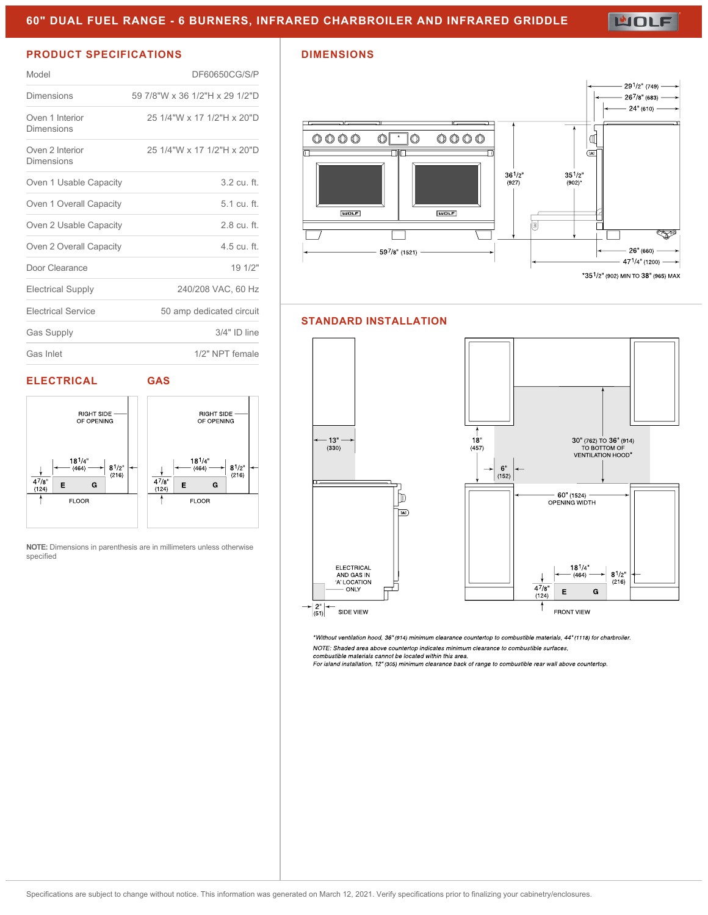# 60" DUAL FUEL RANGE - 6 BURNERS, INFRARED CHARBROILER AND INFRARED GRIDDLE

## PRODUCT SPECIFICATIONS

| | |
|---|---|
| Model | DF60650CG/S/P |
| Dimensions | 59 7/8"W x 36 1/2"H x 29 1/2"D |
| Oven 1 Interior Dimensions | 25 1/4"W x 17 1/2"H x 20"D |
| Oven 2 Interior Dimensions | 25 1/4"W x 17 1/2"H x 20"D |
| Oven 1 Usable Capacity | 3.2 cu. ft. |
| Oven 1 Overall Capacity | 5.1 cu. ft. |
| Oven 2 Usable Capacity | 2.8 cu. ft. |
| Oven 2 Overall Capacity | 4.5 cu. ft. |
| Door Clearance | 19 1/2" |
| Electrical Supply | 240/208 VAC, 60 Hz |
| Electrical Service | 50 amp dedicated circuit |
| Gas Supply | 3/4" ID line |
| Gas Inlet | 1/2" NPT female |

## ELECTRICAL

RIGHT SIDE OF OPENING

18 1/4" (464)

8 1/2" (216)

4 7/8" (124)

E G

FLOOR

## GAS

RIGHT SIDE OF OPENING

18 1/4" (464)

8 1/2" (216)

4 7/8" (124)

E G

FLOOR

**NOTE:** Dimensions in parenthesis are in millimeters unless otherwise specified

## DIMENSIONS

29 1/2" (749)

26 7/8" (683)

24" (610)

36 1/2" (927)

35 1/2" (902)*

59 7/8" (1521)

26" (660)

47 1/4" (1200)

*35 1/2" (902) MIN TO 38" (965) MAX

## STANDARD INSTALLATION

13" (330)

18" (457)

6" (152)

30" (762) TO 36" (914) TO BOTTOM OF VENTILATION HOOD*

60" (1524) OPENING WIDTH

ELECTRICAL AND GAS IN 'A' LOCATION ONLY

2" (51)

SIDE VIEW

18 1/4" (464)

8 1/2" (216)

4 7/8" (124)

E G

FRONT VIEW

*Without ventilation hood, 36" (914) minimum clearance countertop to combustible materials, 44" (1118) for charbroiler.*

*NOTE: Shaded area above countertop indicates minimum clearance to combustible surfaces, combustible materials cannot be located within this area.*

*For island installation, 12" (305) minimum clearance back of range to combustible rear wall above countertop.*

Specifications are subject to change without notice. This information was generated on March 12, 2021. Verify specifications prior to finalizing your cabinetry/enclosures.